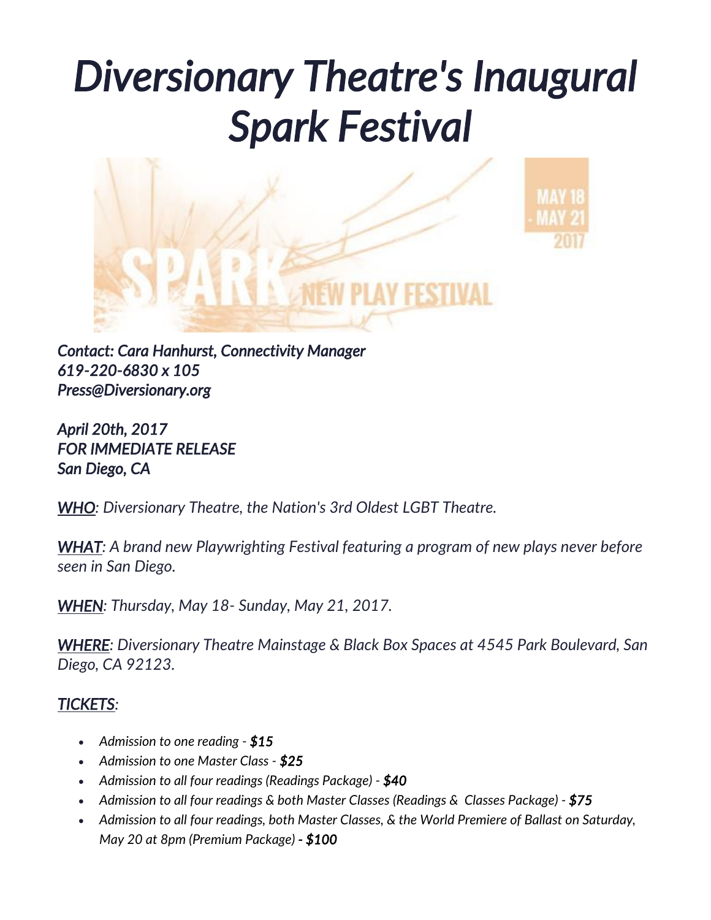# *Diversionary Theatre's Inaugural Spark Festival*

*Contact: Cara Hanhurst, Connectivity Manager*
*619-220-6830 x 105*
*Press@Diversionary.org*

*April 20th, 2017*
*FOR IMMEDIATE RELEASE*
*San Diego, CA*

*WHO: Diversionary Theatre, the Nation's 3rd Oldest LGBT Theatre.*

*WHAT: A brand new Playwrighting Festival featuring a program of new plays never before seen in San Diego.*

*WHEN: Thursday, May 18- Sunday, May 21, 2017.*

*WHERE: Diversionary Theatre Mainstage & Black Box Spaces at 4545 Park Boulevard, San Diego, CA 92123.*

*TICKETS:*

- *Admission to one reading - **$15***
- *Admission to one Master Class - **$25***
- *Admission to all four readings (Readings Package) - **$40***
- *Admission to all four readings & both Master Classes (Readings & Classes Package) - **$75***
- *Admission to all four readings, both Master Classes, & the World Premiere of Ballast on Saturday, May 20 at 8pm (Premium Package) **- $100***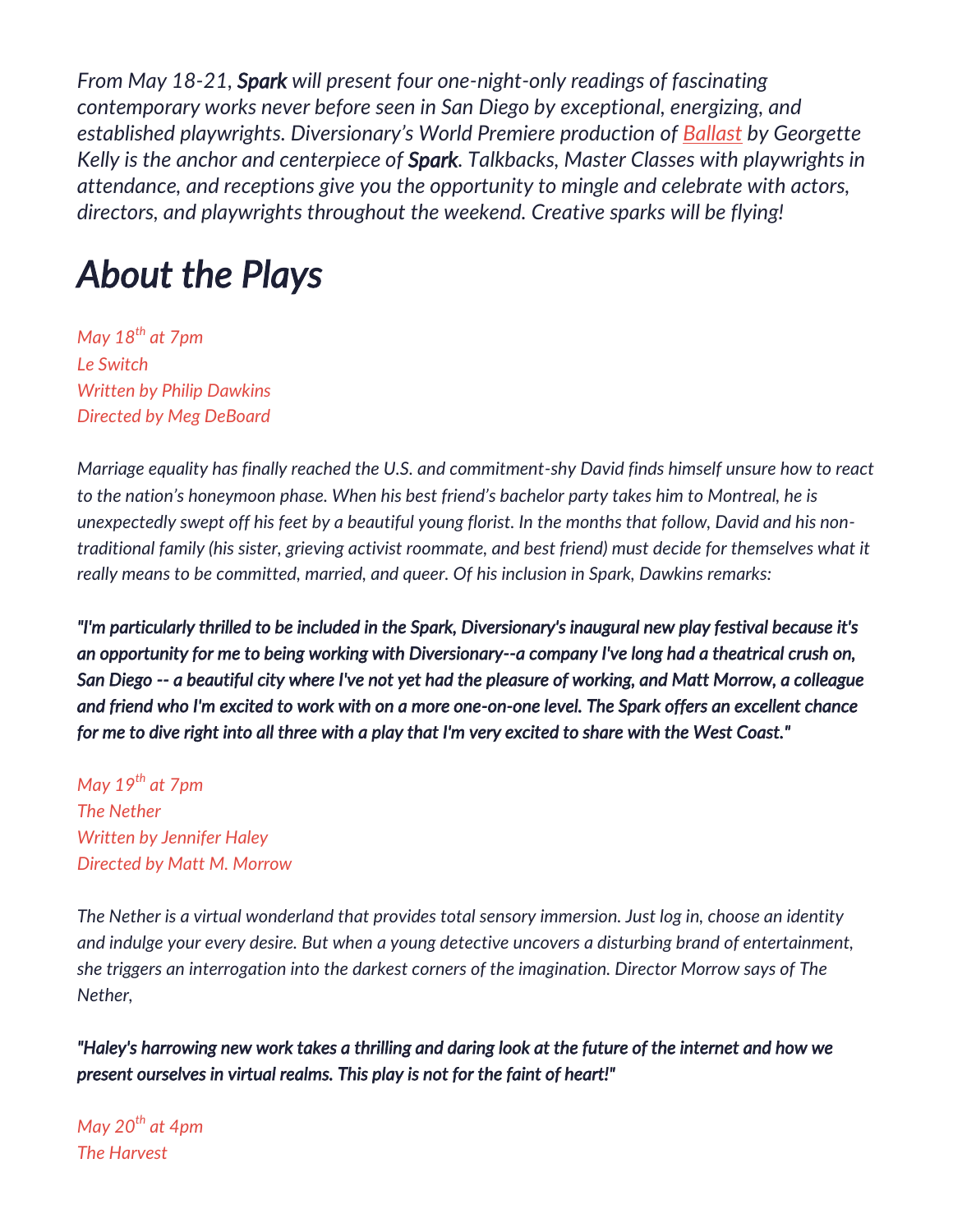*From May 18-21, **Spark** will present four one-night-only readings of fascinating contemporary works never before seen in San Diego by exceptional, energizing, and established playwrights. Diversionary's World Premiere production of [Ballast](#) by Georgette Kelly is the anchor and centerpiece of **Spark**. Talkbacks, Master Classes with playwrights in attendance, and receptions give you the opportunity to mingle and celebrate with actors, directors, and playwrights throughout the weekend. Creative sparks will be flying!*

# *About the Plays*

*May 18th at 7pm*
*Le Switch*
*Written by Philip Dawkins*
*Directed by Meg DeBoard*

*Marriage equality has finally reached the U.S. and commitment-shy David finds himself unsure how to react to the nation's honeymoon phase. When his best friend's bachelor party takes him to Montreal, he is unexpectedly swept off his feet by a beautiful young florist. In the months that follow, David and his non-traditional family (his sister, grieving activist roommate, and best friend) must decide for themselves what it really means to be committed, married, and queer. Of his inclusion in Spark, Dawkins remarks:*

***"I'm particularly thrilled to be included in the Spark, Diversionary's inaugural new play festival because it's an opportunity for me to being working with Diversionary--a company I've long had a theatrical crush on, San Diego -- a beautiful city where I've not yet had the pleasure of working, and Matt Morrow, a colleague and friend who I'm excited to work with on a more one-on-one level. The Spark offers an excellent chance for me to dive right into all three with a play that I'm very excited to share with the West Coast."***

*May 19th at 7pm*
*The Nether*
*Written by Jennifer Haley*
*Directed by Matt M. Morrow*

*The Nether is a virtual wonderland that provides total sensory immersion. Just log in, choose an identity and indulge your every desire. But when a young detective uncovers a disturbing brand of entertainment, she triggers an interrogation into the darkest corners of the imagination. Director Morrow says of The Nether,*

***"Haley's harrowing new work takes a thrilling and daring look at the future of the internet and how we present ourselves in virtual realms. This play is not for the faint of heart!"***

*May 20th at 4pm*
*The Harvest*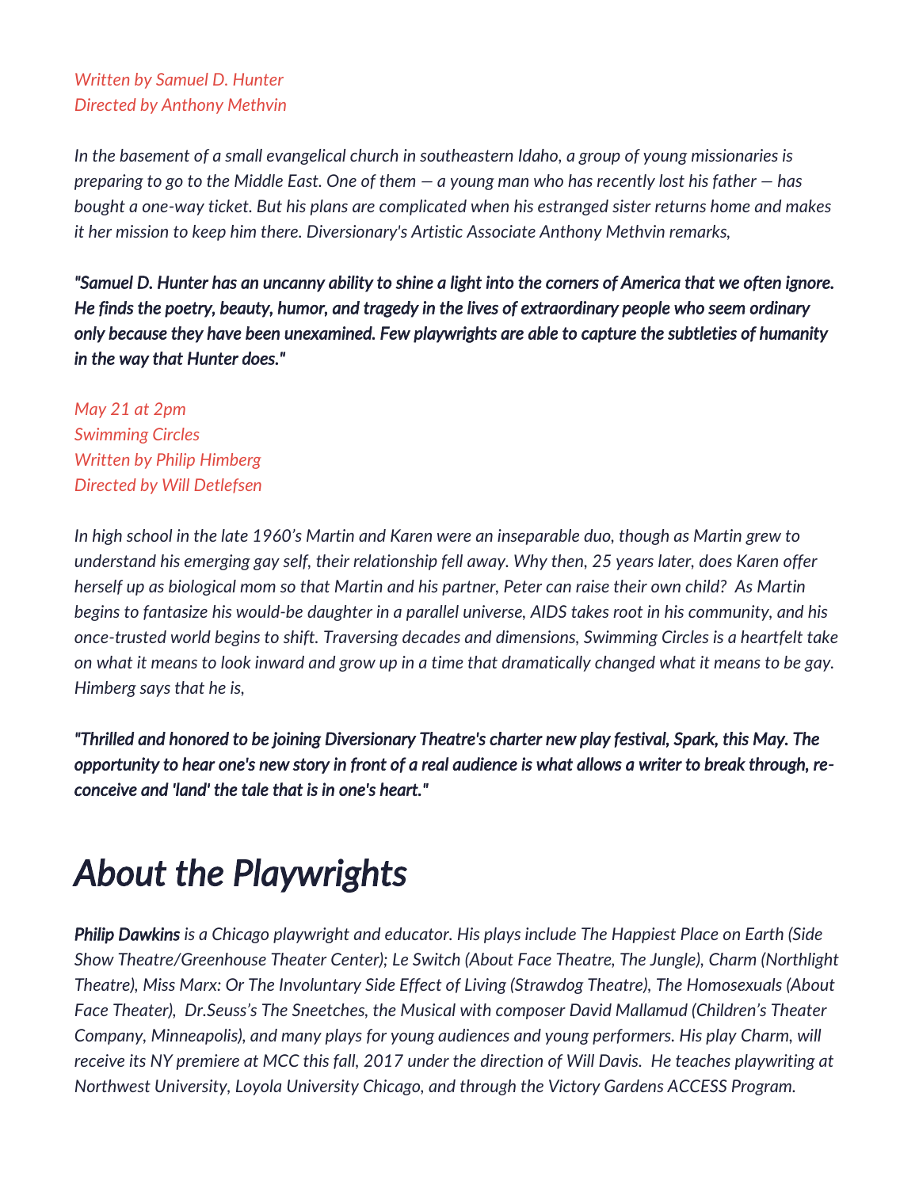*Written by Samuel D. Hunter*
*Directed by Anthony Methvin*

*In the basement of a small evangelical church in southeastern Idaho, a group of young missionaries is preparing to go to the Middle East. One of them — a young man who has recently lost his father — has bought a one-way ticket. But his plans are complicated when his estranged sister returns home and makes it her mission to keep him there. Diversionary's Artistic Associate Anthony Methvin remarks,*

***"Samuel D. Hunter has an uncanny ability to shine a light into the corners of America that we often ignore. He finds the poetry, beauty, humor, and tragedy in the lives of extraordinary people who seem ordinary only because they have been unexamined. Few playwrights are able to capture the subtleties of humanity in the way that Hunter does."***

*May 21 at 2pm*
*Swimming Circles*
*Written by Philip Himberg*
*Directed by Will Detlefsen*

*In high school in the late 1960's Martin and Karen were an inseparable duo, though as Martin grew to understand his emerging gay self, their relationship fell away. Why then, 25 years later, does Karen offer herself up as biological mom so that Martin and his partner, Peter can raise their own child? As Martin begins to fantasize his would-be daughter in a parallel universe, AIDS takes root in his community, and his once-trusted world begins to shift. Traversing decades and dimensions, Swimming Circles is a heartfelt take on what it means to look inward and grow up in a time that dramatically changed what it means to be gay. Himberg says that he is,*

***"Thrilled and honored to be joining Diversionary Theatre's charter new play festival, Spark, this May. The opportunity to hear one's new story in front of a real audience is what allows a writer to break through, re-conceive and 'land' the tale that is in one's heart."***

# *About the Playwrights*

***Philip Dawkins*** *is a Chicago playwright and educator. His plays include The Happiest Place on Earth (Side Show Theatre/Greenhouse Theater Center); Le Switch (About Face Theatre, The Jungle), Charm (Northlight Theatre), Miss Marx: Or The Involuntary Side Effect of Living (Strawdog Theatre), The Homosexuals (About Face Theater), Dr.Seuss's The Sneetches, the Musical with composer David Mallamud (Children's Theater Company, Minneapolis), and many plays for young audiences and young performers. His play Charm, will receive its NY premiere at MCC this fall, 2017 under the direction of Will Davis. He teaches playwriting at Northwest University, Loyola University Chicago, and through the Victory Gardens ACCESS Program.*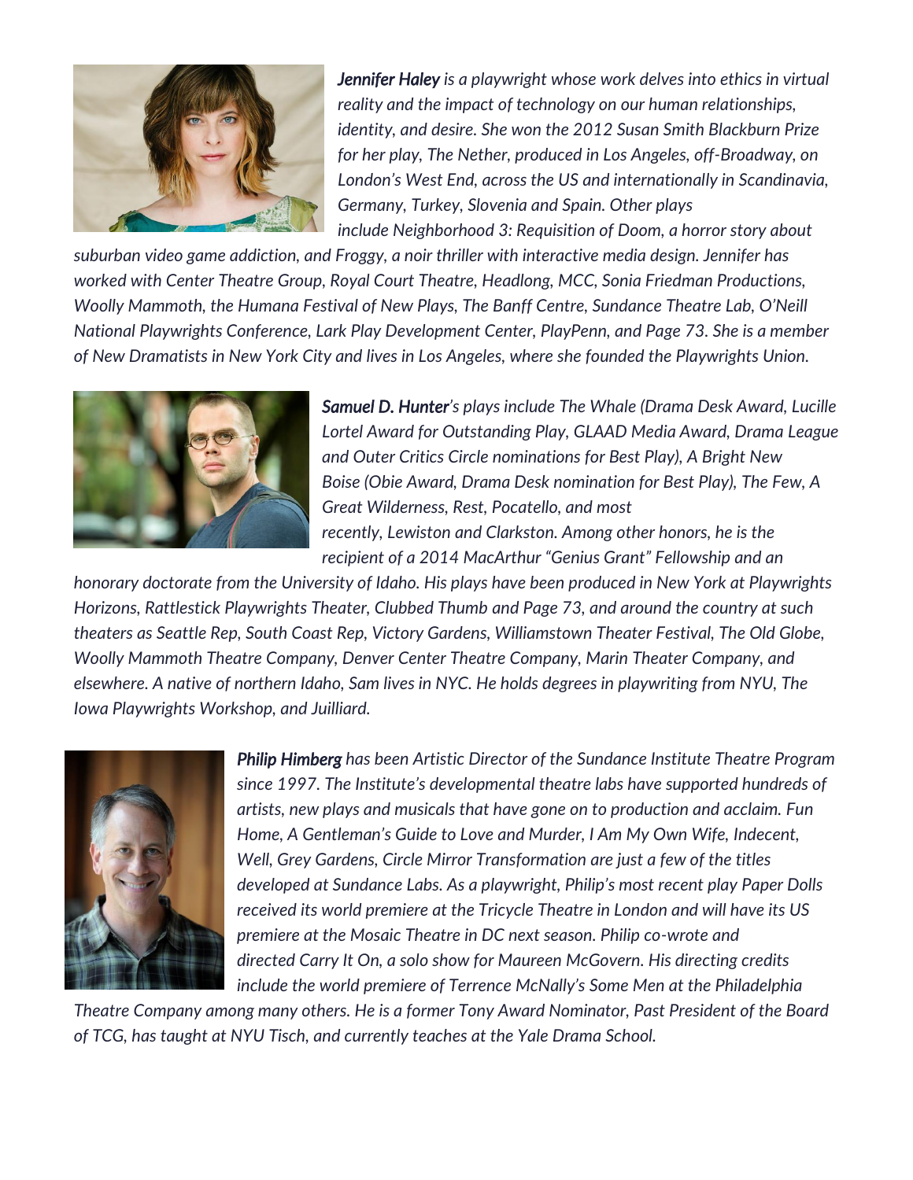***Jennifer Haley** is a playwright whose work delves into ethics in virtual reality and the impact of technology on our human relationships, identity, and desire. She won the 2012 Susan Smith Blackburn Prize for her play, The Nether, produced in Los Angeles, off-Broadway, on London's West End, across the US and internationally in Scandinavia, Germany, Turkey, Slovenia and Spain. Other plays include Neighborhood 3: Requisition of Doom, a horror story about suburban video game addiction, and Froggy, a noir thriller with interactive media design. Jennifer has worked with Center Theatre Group, Royal Court Theatre, Headlong, MCC, Sonia Friedman Productions, Woolly Mammoth, the Humana Festival of New Plays, The Banff Centre, Sundance Theatre Lab, O'Neill National Playwrights Conference, Lark Play Development Center, PlayPenn, and Page 73. She is a member of New Dramatists in New York City and lives in Los Angeles, where she founded the Playwrights Union.*

***Samuel D. Hunter**'s plays include The Whale (Drama Desk Award, Lucille Lortel Award for Outstanding Play, GLAAD Media Award, Drama League and Outer Critics Circle nominations for Best Play), A Bright New Boise (Obie Award, Drama Desk nomination for Best Play), The Few, A Great Wilderness, Rest, Pocatello, and most recently, Lewiston and Clarkston. Among other honors, he is the recipient of a 2014 MacArthur "Genius Grant" Fellowship and an honorary doctorate from the University of Idaho. His plays have been produced in New York at Playwrights Horizons, Rattlestick Playwrights Theater, Clubbed Thumb and Page 73, and around the country at such theaters as Seattle Rep, South Coast Rep, Victory Gardens, Williamstown Theater Festival, The Old Globe, Woolly Mammoth Theatre Company, Denver Center Theatre Company, Marin Theater Company, and elsewhere. A native of northern Idaho, Sam lives in NYC. He holds degrees in playwriting from NYU, The Iowa Playwrights Workshop, and Juilliard.*

***Philip Himberg** has been Artistic Director of the Sundance Institute Theatre Program since 1997. The Institute's developmental theatre labs have supported hundreds of artists, new plays and musicals that have gone on to production and acclaim. Fun Home, A Gentleman's Guide to Love and Murder, I Am My Own Wife, Indecent, Well, Grey Gardens, Circle Mirror Transformation are just a few of the titles developed at Sundance Labs. As a playwright, Philip's most recent play Paper Dolls received its world premiere at the Tricycle Theatre in London and will have its US premiere at the Mosaic Theatre in DC next season. Philip co-wrote and directed Carry It On, a solo show for Maureen McGovern. His directing credits include the world premiere of Terrence McNally's Some Men at the Philadelphia Theatre Company among many others. He is a former Tony Award Nominator, Past President of the Board of TCG, has taught at NYU Tisch, and currently teaches at the Yale Drama School.*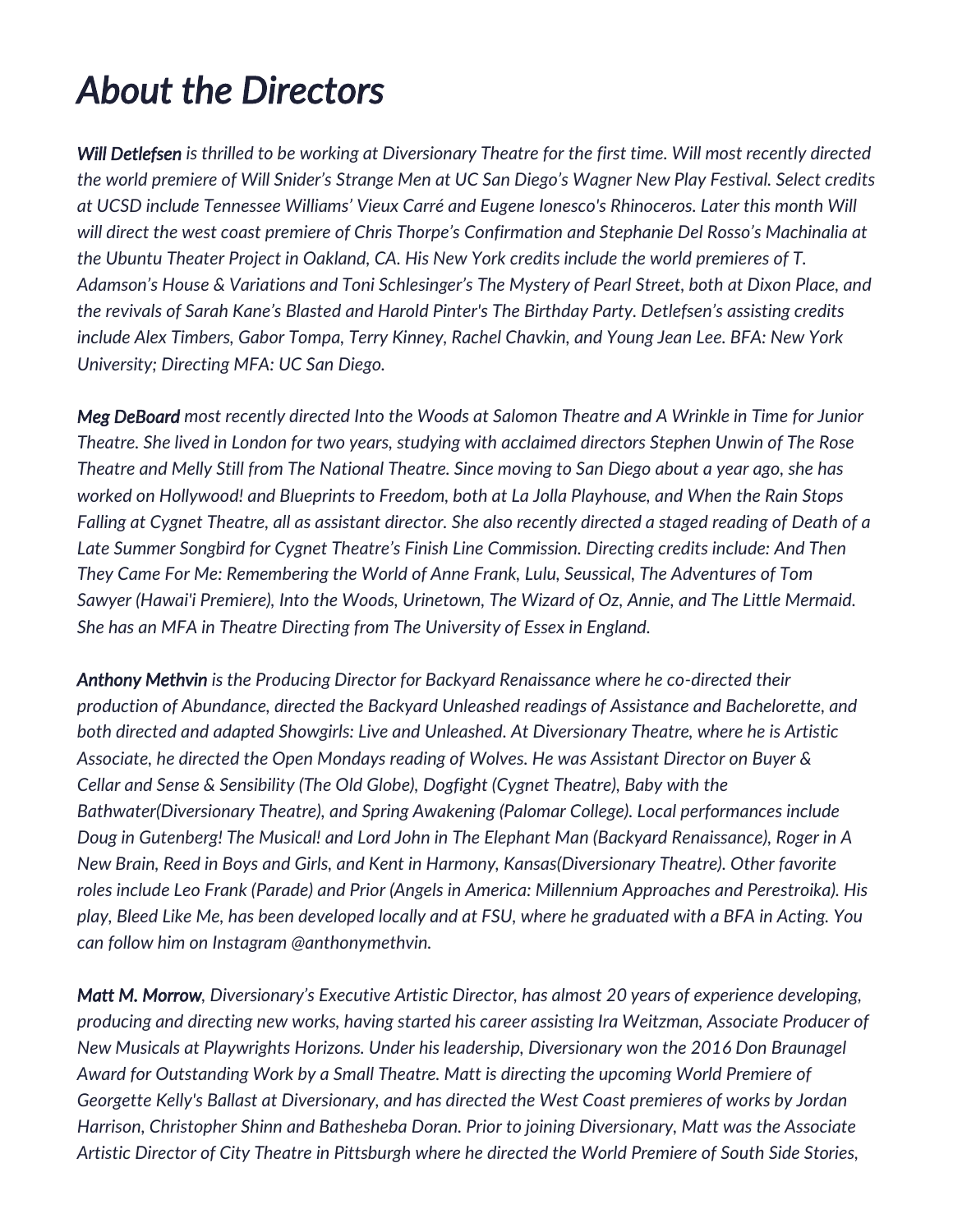# *About the Directors*

***Will Detlefsen*** *is thrilled to be working at Diversionary Theatre for the first time. Will most recently directed the world premiere of Will Snider's Strange Men at UC San Diego's Wagner New Play Festival. Select credits at UCSD include Tennessee Williams' Vieux Carré and Eugene Ionesco's Rhinoceros. Later this month Will will direct the west coast premiere of Chris Thorpe's Confirmation and Stephanie Del Rosso's Machinalia at the Ubuntu Theater Project in Oakland, CA. His New York credits include the world premieres of T. Adamson's House & Variations and Toni Schlesinger's The Mystery of Pearl Street, both at Dixon Place, and the revivals of Sarah Kane's Blasted and Harold Pinter's The Birthday Party. Detlefsen's assisting credits include Alex Timbers, Gabor Tompa, Terry Kinney, Rachel Chavkin, and Young Jean Lee. BFA: New York University; Directing MFA: UC San Diego.*

***Meg DeBoard*** *most recently directed Into the Woods at Salomon Theatre and A Wrinkle in Time for Junior Theatre. She lived in London for two years, studying with acclaimed directors Stephen Unwin of The Rose Theatre and Melly Still from The National Theatre. Since moving to San Diego about a year ago, she has worked on Hollywood! and Blueprints to Freedom, both at La Jolla Playhouse, and When the Rain Stops Falling at Cygnet Theatre, all as assistant director. She also recently directed a staged reading of Death of a Late Summer Songbird for Cygnet Theatre's Finish Line Commission. Directing credits include: And Then They Came For Me: Remembering the World of Anne Frank, Lulu, Seussical, The Adventures of Tom Sawyer (Hawai'i Premiere), Into the Woods, Urinetown, The Wizard of Oz, Annie, and The Little Mermaid. She has an MFA in Theatre Directing from The University of Essex in England.*

***Anthony Methvin*** *is the Producing Director for Backyard Renaissance where he co-directed their production of Abundance, directed the Backyard Unleashed readings of Assistance and Bachelorette, and both directed and adapted Showgirls: Live and Unleashed. At Diversionary Theatre, where he is Artistic Associate, he directed the Open Mondays reading of Wolves. He was Assistant Director on Buyer & Cellar and Sense & Sensibility (The Old Globe), Dogfight (Cygnet Theatre), Baby with the Bathwater(Diversionary Theatre), and Spring Awakening (Palomar College). Local performances include Doug in Gutenberg! The Musical! and Lord John in The Elephant Man (Backyard Renaissance), Roger in A New Brain, Reed in Boys and Girls, and Kent in Harmony, Kansas(Diversionary Theatre). Other favorite roles include Leo Frank (Parade) and Prior (Angels in America: Millennium Approaches and Perestroika). His play, Bleed Like Me, has been developed locally and at FSU, where he graduated with a BFA in Acting. You can follow him on Instagram @anthonymethvin.*

***Matt M. Morrow****, Diversionary's Executive Artistic Director, has almost 20 years of experience developing, producing and directing new works, having started his career assisting Ira Weitzman, Associate Producer of New Musicals at Playwrights Horizons. Under his leadership, Diversionary won the 2016 Don Braunagel Award for Outstanding Work by a Small Theatre. Matt is directing the upcoming World Premiere of Georgette Kelly's Ballast at Diversionary, and has directed the West Coast premieres of works by Jordan Harrison, Christopher Shinn and Bathesheba Doran. Prior to joining Diversionary, Matt was the Associate Artistic Director of City Theatre in Pittsburgh where he directed the World Premiere of South Side Stories,*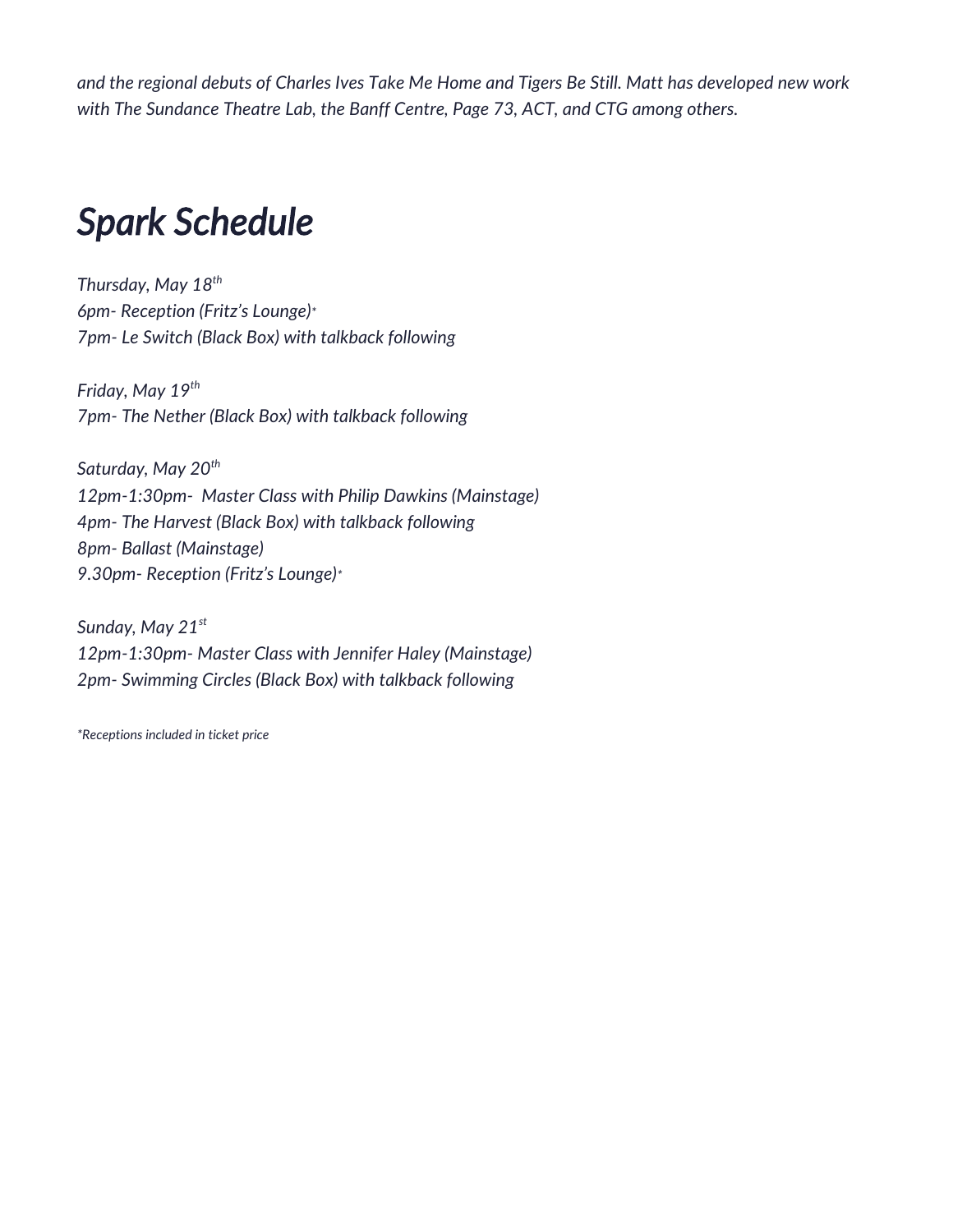*and the regional debuts of Charles Ives Take Me Home and Tigers Be Still. Matt has developed new work with The Sundance Theatre Lab, the Banff Centre, Page 73, ACT, and CTG among others.*

# *Spark Schedule*

*Thursday, May 18th*
*6pm- Reception (Fritz's Lounge)**
*7pm- Le Switch (Black Box) with talkback following*

*Friday, May 19th*
*7pm- The Nether (Black Box) with talkback following*

*Saturday, May 20th*
*12pm-1:30pm- Master Class with Philip Dawkins (Mainstage)*
*4pm- The Harvest (Black Box) with talkback following*
*8pm- Ballast (Mainstage)*
*9.30pm- Reception (Fritz's Lounge)**

*Sunday, May 21st*
*12pm-1:30pm- Master Class with Jennifer Haley (Mainstage)*
*2pm- Swimming Circles (Black Box) with talkback following*

*\*Receptions included in ticket price*